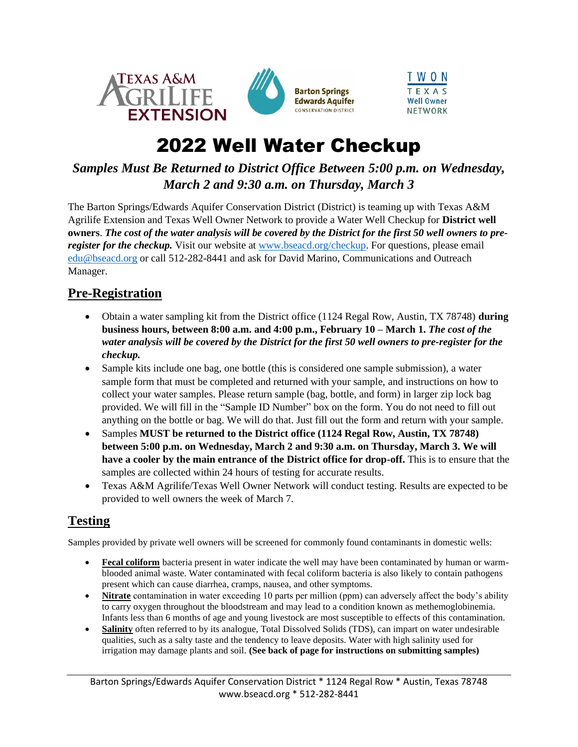# 2022 Well Water Checkup

***Samples Must Be Returned to District Office Between 5:00 p.m. on Wednesday, March 2 and 9:30 a.m. on Thursday, March 3***

The Barton Springs/Edwards Aquifer Conservation District (District) is teaming up with Texas A&M Agrilife Extension and Texas Well Owner Network to provide a Water Well Checkup for **District well owners**. ***The cost of the water analysis will be covered by the District for the first 50 well owners to pre-register for the checkup.*** Visit our website at www.bseacd.org/checkup. For questions, please email edu@bseacd.org or call 512-282-8441 and ask for David Marino, Communications and Outreach Manager.

## Pre-Registration

- Obtain a water sampling kit from the District office (1124 Regal Row, Austin, TX 78748) **during business hours, between 8:00 a.m. and 4:00 p.m., February 10 – March 1. *The cost of the water analysis will be covered by the District for the first 50 well owners to pre-register for the checkup.***
- Sample kits include one bag, one bottle (this is considered one sample submission), a water sample form that must be completed and returned with your sample, and instructions on how to collect your water samples. Please return sample (bag, bottle, and form) in larger zip lock bag provided. We will fill in the "Sample ID Number" box on the form. You do not need to fill out anything on the bottle or bag. We will do that. Just fill out the form and return with your sample.
- Samples **MUST be returned to the District office (1124 Regal Row, Austin, TX 78748) between 5:00 p.m. on Wednesday, March 2 and 9:30 a.m. on Thursday, March 3. We will have a cooler by the main entrance of the District office for drop-off.** This is to ensure that the samples are collected within 24 hours of testing for accurate results.
- Texas A&M Agrilife/Texas Well Owner Network will conduct testing. Results are expected to be provided to well owners the week of March 7.

## Testing

Samples provided by private well owners will be screened for commonly found contaminants in domestic wells:

- **Fecal coliform** bacteria present in water indicate the well may have been contaminated by human or warm-blooded animal waste. Water contaminated with fecal coliform bacteria is also likely to contain pathogens present which can cause diarrhea, cramps, nausea, and other symptoms.
- **Nitrate** contamination in water exceeding 10 parts per million (ppm) can adversely affect the body's ability to carry oxygen throughout the bloodstream and may lead to a condition known as methemoglobinemia. Infants less than 6 months of age and young livestock are most susceptible to effects of this contamination.
- **Salinity** often referred to by its analogue, Total Dissolved Solids (TDS), can impart on water undesirable qualities, such as a salty taste and the tendency to leave deposits. Water with high salinity used for irrigation may damage plants and soil. **(See back of page for instructions on submitting samples)**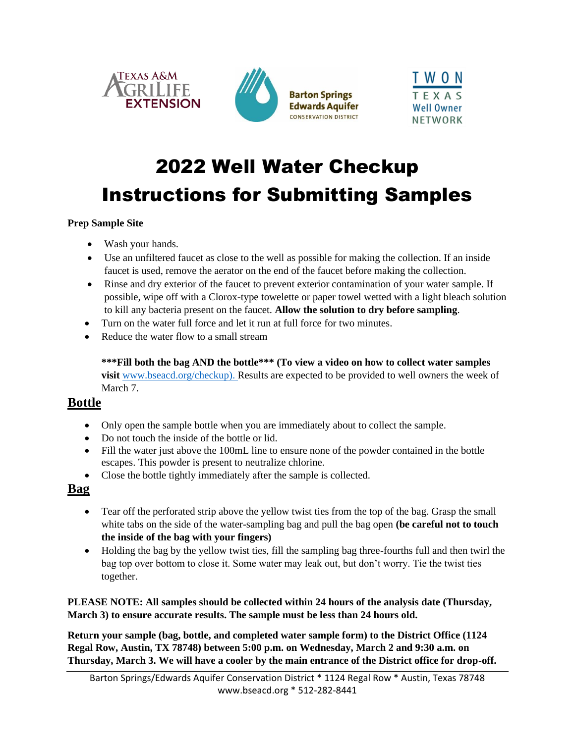# 2022 Well Water Checkup

# Instructions for Submitting Samples

**Prep Sample Site**

- Wash your hands.
- Use an unfiltered faucet as close to the well as possible for making the collection. If an inside faucet is used, remove the aerator on the end of the faucet before making the collection.
- Rinse and dry exterior of the faucet to prevent exterior contamination of your water sample. If possible, wipe off with a Clorox-type towelette or paper towel wetted with a light bleach solution to kill any bacteria present on the faucet. **Allow the solution to dry before sampling**.
- Turn on the water full force and let it run at full force for two minutes.
- Reduce the water flow to a small stream

**\*\*\*Fill both the bag AND the bottle\*\*\* (To view a video on how to collect water samples visit** www.bseacd.org/checkup). Results are expected to be provided to well owners the week of March 7.

## Bottle

- Only open the sample bottle when you are immediately about to collect the sample.
- Do not touch the inside of the bottle or lid.
- Fill the water just above the 100mL line to ensure none of the powder contained in the bottle escapes. This powder is present to neutralize chlorine.
- Close the bottle tightly immediately after the sample is collected.

## Bag

- Tear off the perforated strip above the yellow twist ties from the top of the bag. Grasp the small white tabs on the side of the water-sampling bag and pull the bag open **(be careful not to touch the inside of the bag with your fingers)**
- Holding the bag by the yellow twist ties, fill the sampling bag three-fourths full and then twirl the bag top over bottom to close it. Some water may leak out, but don't worry. Tie the twist ties together.

**PLEASE NOTE: All samples should be collected within 24 hours of the analysis date (Thursday, March 3) to ensure accurate results. The sample must be less than 24 hours old.**

**Return your sample (bag, bottle, and completed water sample form) to the District Office (1124 Regal Row, Austin, TX 78748) between 5:00 p.m. on Wednesday, March 2 and 9:30 a.m. on Thursday, March 3. We will have a cooler by the main entrance of the District office for drop-off.**

Barton Springs/Edwards Aquifer Conservation District * 1124 Regal Row * Austin, Texas 78748
www.bseacd.org * 512-282-8441